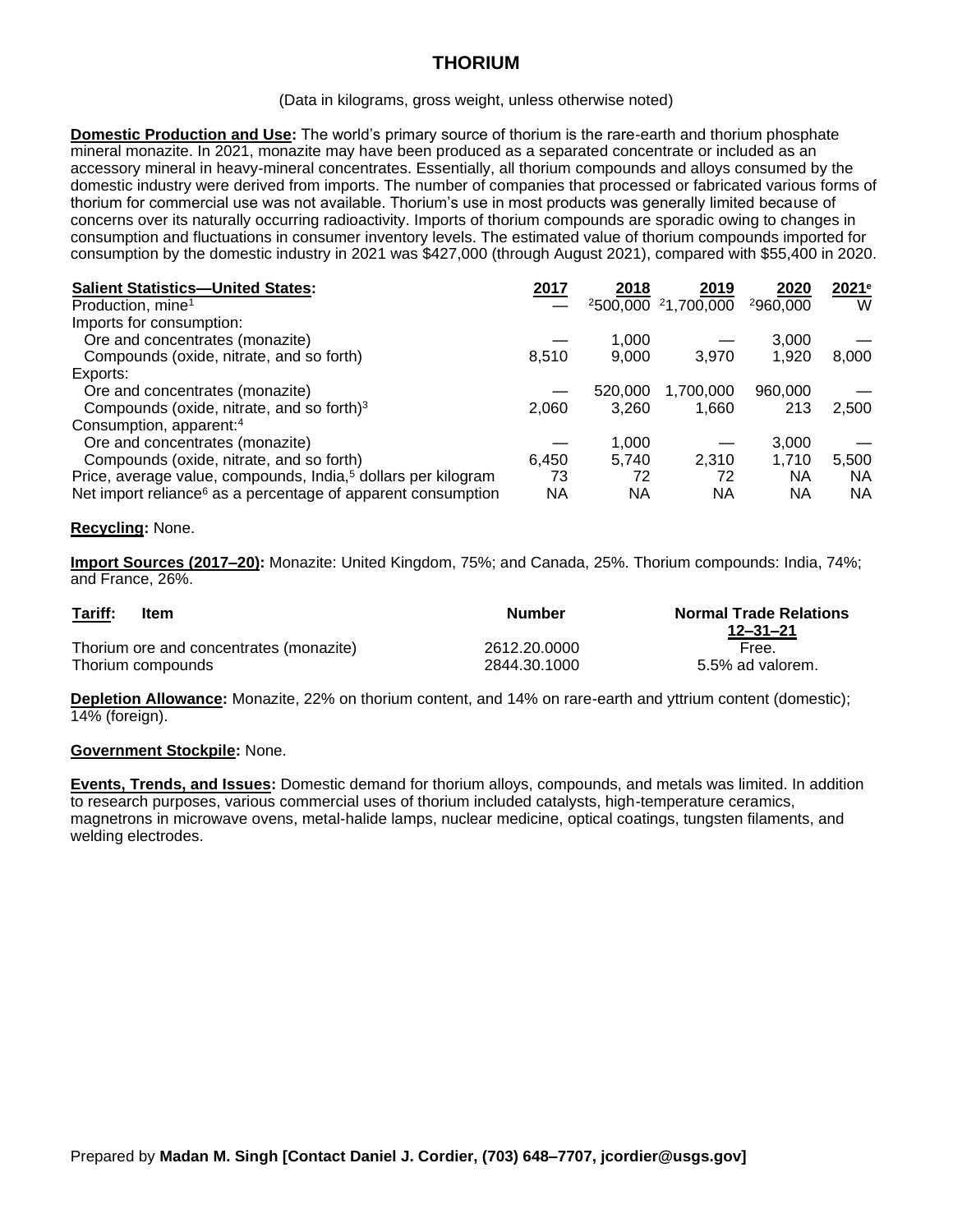# THORIUM

(Data in kilograms, gross weight, unless otherwise noted)

**Domestic Production and Use:** The world's primary source of thorium is the rare-earth and thorium phosphate mineral monazite. In 2021, monazite may have been produced as a separated concentrate or included as an accessory mineral in heavy-mineral concentrates. Essentially, all thorium compounds and alloys consumed by the domestic industry were derived from imports. The number of companies that processed or fabricated various forms of thorium for commercial use was not available. Thorium's use in most products was generally limited because of concerns over its naturally occurring radioactivity. Imports of thorium compounds are sporadic owing to changes in consumption and fluctuations in consumer inventory levels. The estimated value of thorium compounds imported for consumption by the domestic industry in 2021 was $427,000 (through August 2021), compared with $55,400 in 2020.

| **Salient Statistics—United States:** | 2017 | 2018 | 2019 | 2020 | 2021[e] |
|---|---|---|---|---|---|
| Production, mine[1] | — | [2]500,000 | [2]1,700,000 | [2]960,000 | W |
| Imports for consumption: | | | | | |
| Ore and concentrates (monazite) | — | 1,000 | — | 3,000 | — |
| Compounds (oxide, nitrate, and so forth) | 8,510 | 9,000 | 3,970 | 1,920 | 8,000 |
| Exports: | | | | | |
| Ore and concentrates (monazite) | — | 520,000 | 1,700,000 | 960,000 | — |
| Compounds (oxide, nitrate, and so forth)[3] | 2,060 | 3,260 | 1,660 | 213 | 2,500 |
| Consumption, apparent:[4] | | | | | |
| Ore and concentrates (monazite) | — | 1,000 | — | 3,000 | — |
| Compounds (oxide, nitrate, and so forth) | 6,450 | 5,740 | 2,310 | 1,710 | 5,500 |
| Price, average value, compounds, India,[5] dollars per kilogram | 73 | 72 | 72 | NA | NA |
| Net import reliance[6] as a percentage of apparent consumption | NA | NA | NA | NA | NA |

**Recycling:** None.

**Import Sources (2017–20):** Monazite: United Kingdom, 75%; and Canada, 25%. Thorium compounds: India, 74%; and France, 26%.

| **Tariff:** Item | Number | Normal Trade Relations 12–31–21 |
|---|---|---|
| Thorium ore and concentrates (monazite) | 2612.20.0000 | Free. |
| Thorium compounds | 2844.30.1000 | 5.5% ad valorem. |

**Depletion Allowance:** Monazite, 22% on thorium content, and 14% on rare-earth and yttrium content (domestic); 14% (foreign).

**Government Stockpile:** None.

**Events, Trends, and Issues:** Domestic demand for thorium alloys, compounds, and metals was limited. In addition to research purposes, various commercial uses of thorium included catalysts, high-temperature ceramics, magnetrons in microwave ovens, metal-halide lamps, nuclear medicine, optical coatings, tungsten filaments, and welding electrodes.

Prepared by **Madan M. Singh [Contact Daniel J. Cordier, (703) 648–7707, jcordier@usgs.gov]**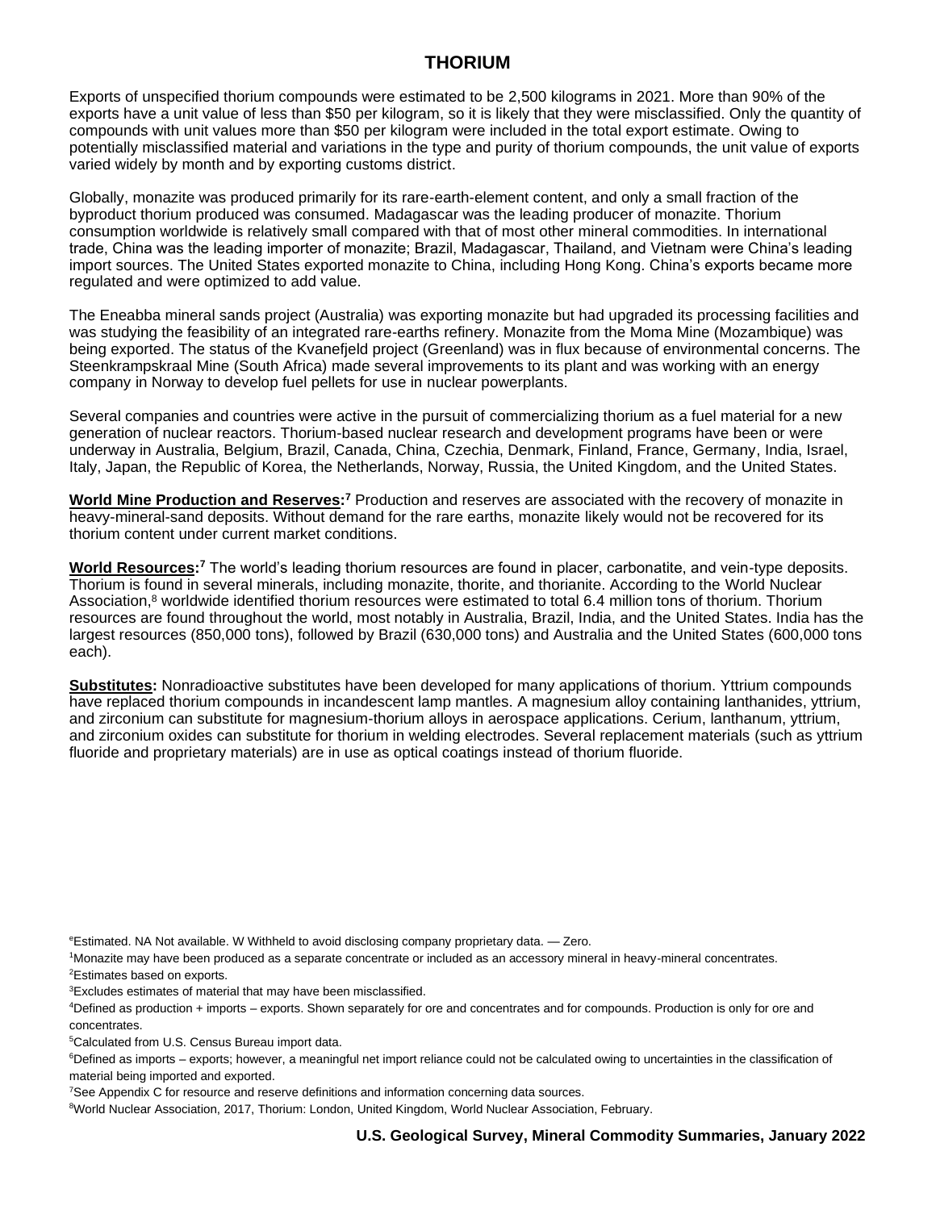# THORIUM

Exports of unspecified thorium compounds were estimated to be 2,500 kilograms in 2021. More than 90% of the exports have a unit value of less than $50 per kilogram, so it is likely that they were misclassified. Only the quantity of compounds with unit values more than $50 per kilogram were included in the total export estimate. Owing to potentially misclassified material and variations in the type and purity of thorium compounds, the unit value of exports varied widely by month and by exporting customs district.

Globally, monazite was produced primarily for its rare-earth-element content, and only a small fraction of the byproduct thorium produced was consumed. Madagascar was the leading producer of monazite. Thorium consumption worldwide is relatively small compared with that of most other mineral commodities. In international trade, China was the leading importer of monazite; Brazil, Madagascar, Thailand, and Vietnam were China's leading import sources. The United States exported monazite to China, including Hong Kong. China's exports became more regulated and were optimized to add value.

The Eneabba mineral sands project (Australia) was exporting monazite but had upgraded its processing facilities and was studying the feasibility of an integrated rare-earths refinery. Monazite from the Moma Mine (Mozambique) was being exported. The status of the Kvanefjeld project (Greenland) was in flux because of environmental concerns. The Steenkrampskraal Mine (South Africa) made several improvements to its plant and was working with an energy company in Norway to develop fuel pellets for use in nuclear powerplants.

Several companies and countries were active in the pursuit of commercializing thorium as a fuel material for a new generation of nuclear reactors. Thorium-based nuclear research and development programs have been or were underway in Australia, Belgium, Brazil, Canada, China, Czechia, Denmark, Finland, France, Germany, India, Israel, Italy, Japan, the Republic of Korea, the Netherlands, Norway, Russia, the United Kingdom, and the United States.

**World Mine Production and Reserves:**[7] Production and reserves are associated with the recovery of monazite in heavy-mineral-sand deposits. Without demand for the rare earths, monazite likely would not be recovered for its thorium content under current market conditions.

**World Resources:**[7] The world's leading thorium resources are found in placer, carbonatite, and vein-type deposits. Thorium is found in several minerals, including monazite, thorite, and thorianite. According to the World Nuclear Association,[8] worldwide identified thorium resources were estimated to total 6.4 million tons of thorium. Thorium resources are found throughout the world, most notably in Australia, Brazil, India, and the United States. India has the largest resources (850,000 tons), followed by Brazil (630,000 tons) and Australia and the United States (600,000 tons each).

**Substitutes:** Nonradioactive substitutes have been developed for many applications of thorium. Yttrium compounds have replaced thorium compounds in incandescent lamp mantles. A magnesium alloy containing lanthanides, yttrium, and zirconium can substitute for magnesium-thorium alloys in aerospace applications. Cerium, lanthanum, yttrium, and zirconium oxides can substitute for thorium in welding electrodes. Several replacement materials (such as yttrium fluoride and proprietary materials) are in use as optical coatings instead of thorium fluoride.

[e]Estimated. NA Not available. W Withheld to avoid disclosing company proprietary data. — Zero.

[1]Monazite may have been produced as a separate concentrate or included as an accessory mineral in heavy-mineral concentrates.

[2]Estimates based on exports.

[3]Excludes estimates of material that may have been misclassified.

[4]Defined as production + imports – exports. Shown separately for ore and concentrates and for compounds. Production is only for ore and concentrates.

[5]Calculated from U.S. Census Bureau import data.

[6]Defined as imports – exports; however, a meaningful net import reliance could not be calculated owing to uncertainties in the classification of material being imported and exported.

[7]See Appendix C for resource and reserve definitions and information concerning data sources.

[8]World Nuclear Association, 2017, Thorium: London, United Kingdom, World Nuclear Association, February.